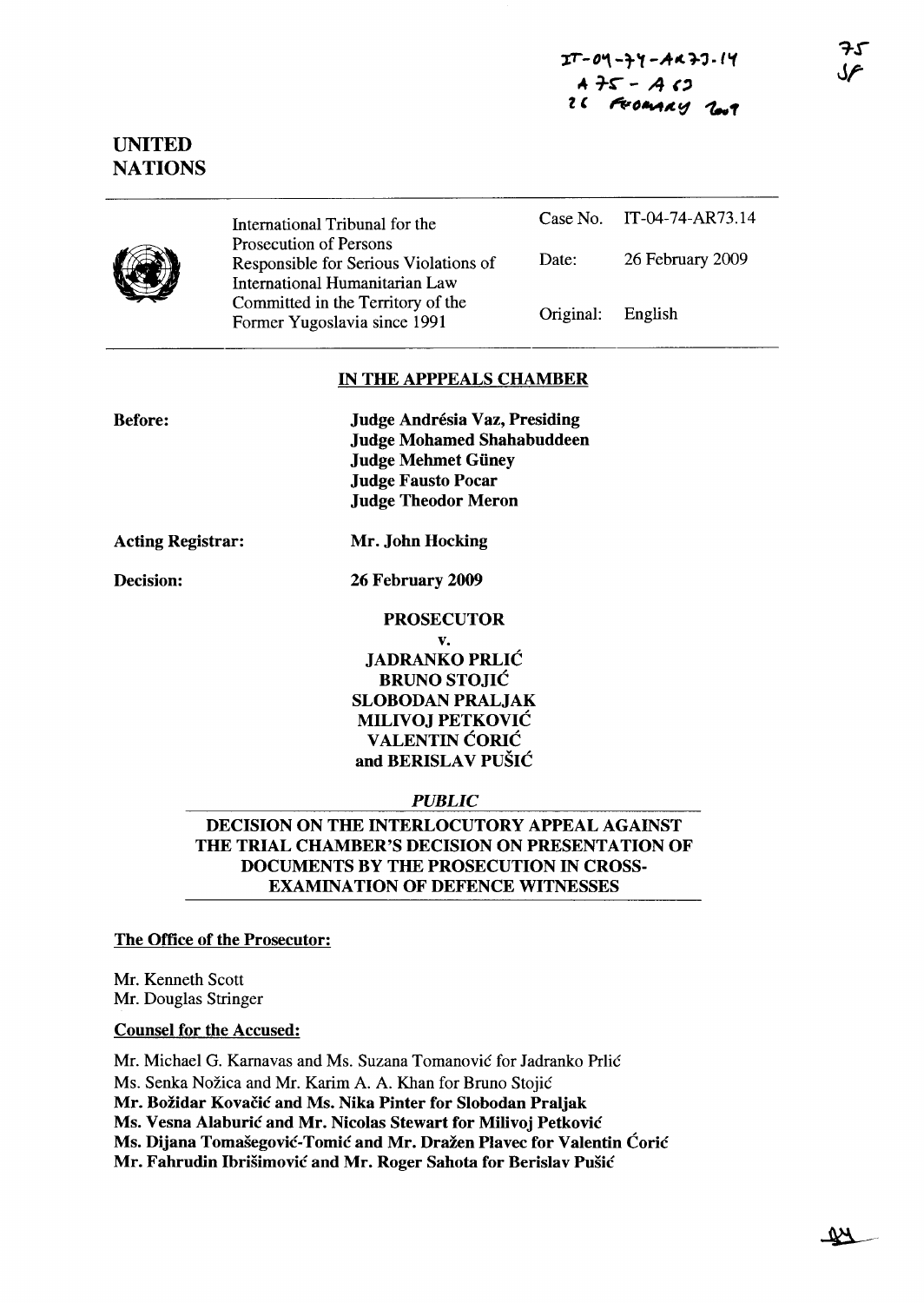IT-04-74-AR73.14
A 75 - A 63
26 February 2009

75
SF

**UNITED NATIONS**

| International Tribunal for the Prosecution of Persons Responsible for Serious Violations of International Humanitarian Law Committed in the Territory of the Former Yugoslavia since 1991 | Case No. | IT-04-74-AR73.14 |
|---|---|---|
| | Date: | 26 February 2009 |
| | Original: | English |

**IN THE APPPEALS CHAMBER**

**Before:**
**Judge Andrésia Vaz, Presiding**
**Judge Mohamed Shahabuddeen**
**Judge Mehmet Güney**
**Judge Fausto Pocar**
**Judge Theodor Meron**

**Acting Registrar:** **Mr. John Hocking**

**Decision:** **26 February 2009**

**PROSECUTOR**
**v.**
**JADRANKO PRLIĆ**
**BRUNO STOJIĆ**
**SLOBODAN PRALJAK**
**MILIVOJ PETKOVIĆ**
**VALENTIN ĆORIĆ**
**and BERISLAV PUŠIĆ**

***PUBLIC***

**DECISION ON THE INTERLOCUTORY APPEAL AGAINST THE TRIAL CHAMBER'S DECISION ON PRESENTATION OF DOCUMENTS BY THE PROSECUTION IN CROSS-EXAMINATION OF DEFENCE WITNESSES**

**The Office of the Prosecutor:**

Mr. Kenneth Scott
Mr. Douglas Stringer

**Counsel for the Accused:**

Mr. Michael G. Karnavas and Ms. Suzana Tomanović for Jadranko Prlić
Ms. Senka Nožica and Mr. Karim A. A. Khan for Bruno Stojić
**Mr. Božidar Kovačić and Ms. Nika Pinter for Slobodan Praljak**
**Ms. Vesna Alaburić and Mr. Nicolas Stewart for Milivoj Petković**
**Ms. Dijana Tomašegović-Tomić and Mr. Dražen Plavec for Valentin Ćorić**
**Mr. Fahrudin Ibrišimović and Mr. Roger Sahota for Berislav Pušić**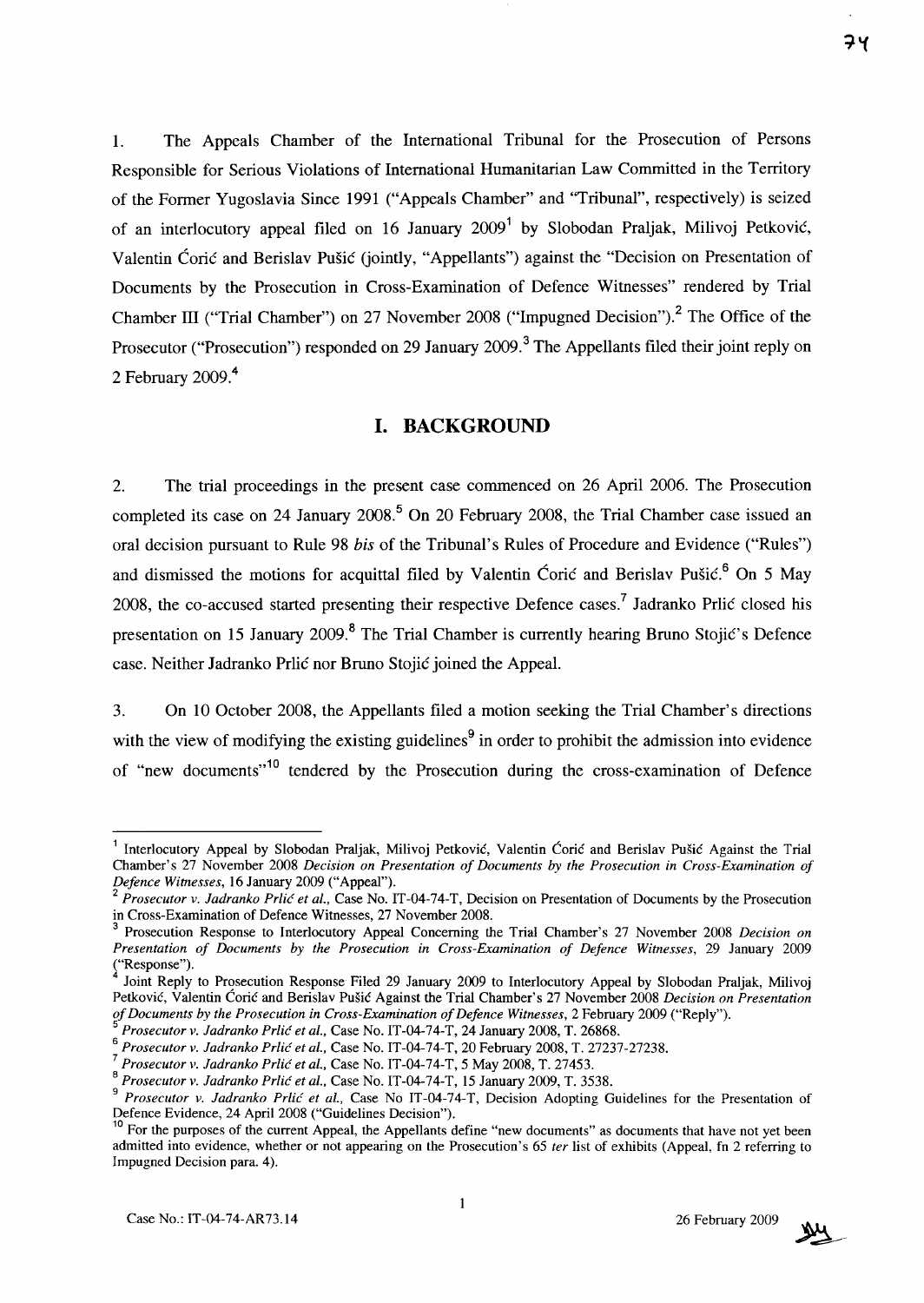1. The Appeals Chamber of the International Tribunal for the Prosecution of Persons Responsible for Serious Violations of International Humanitarian Law Committed in the Territory of the Former Yugoslavia Since 1991 ("Appeals Chamber" and "Tribunal", respectively) is seized of an interlocutory appeal filed on 16 January 2009[1] by Slobodan Praljak, Milivoj Petković, Valentin Ćorić and Berislav Pušić (jointly, "Appellants") against the "Decision on Presentation of Documents by the Prosecution in Cross-Examination of Defence Witnesses" rendered by Trial Chamber III ("Trial Chamber") on 27 November 2008 ("Impugned Decision").[2] The Office of the Prosecutor ("Prosecution") responded on 29 January 2009.[3] The Appellants filed their joint reply on 2 February 2009.[4]

## I. BACKGROUND

2. The trial proceedings in the present case commenced on 26 April 2006. The Prosecution completed its case on 24 January 2008.[5] On 20 February 2008, the Trial Chamber case issued an oral decision pursuant to Rule 98 *bis* of the Tribunal's Rules of Procedure and Evidence ("Rules") and dismissed the motions for acquittal filed by Valentin Ćorić and Berislav Pušić.[6] On 5 May 2008, the co-accused started presenting their respective Defence cases.[7] Jadranko Prlić closed his presentation on 15 January 2009.[8] The Trial Chamber is currently hearing Bruno Stojić's Defence case. Neither Jadranko Prlić nor Bruno Stojić joined the Appeal.

3. On 10 October 2008, the Appellants filed a motion seeking the Trial Chamber's directions with the view of modifying the existing guidelines[9] in order to prohibit the admission into evidence of "new documents"[10] tendered by the Prosecution during the cross-examination of Defence

---

[1] Interlocutory Appeal by Slobodan Praljak, Milivoj Petković, Valentin Ćorić and Berislav Pušić Against the Trial Chamber's 27 November 2008 *Decision on Presentation of Documents by the Prosecution in Cross-Examination of Defence Witnesses*, 16 January 2009 ("Appeal").

[2] *Prosecutor v. Jadranko Prlić et al.,* Case No. IT-04-74-T, Decision on Presentation of Documents by the Prosecution in Cross-Examination of Defence Witnesses, 27 November 2008.

[3] Prosecution Response to Interlocutory Appeal Concerning the Trial Chamber's 27 November 2008 *Decision on Presentation of Documents by the Prosecution in Cross-Examination of Defence Witnesses*, 29 January 2009 ("Response").

[4] Joint Reply to Prosecution Response Filed 29 January 2009 to Interlocutory Appeal by Slobodan Praljak, Milivoj Petković, Valentin Ćorić and Berislav Pušić Against the Trial Chamber's 27 November 2008 *Decision on Presentation of Documents by the Prosecution in Cross-Examination of Defence Witnesses*, 2 February 2009 ("Reply").

[5] *Prosecutor v. Jadranko Prlić et al.,* Case No. IT-04-74-T, 24 January 2008, T. 26868.

[6] *Prosecutor v. Jadranko Prlić et al.,* Case No. IT-04-74-T, 20 February 2008, T. 27237-27238.

[7] *Prosecutor v. Jadranko Prlić et al.,* Case No. IT-04-74-T, 5 May 2008, T. 27453.

[8] *Prosecutor v. Jadranko Prlić et al.,* Case No. IT-04-74-T, 15 January 2009, T. 3538.

[9] *Prosecutor v. Jadranko Prlić et al.,* Case No IT-04-74-T, Decision Adopting Guidelines for the Presentation of Defence Evidence, 24 April 2008 ("Guidelines Decision").

[10] For the purposes of the current Appeal, the Appellants define "new documents" as documents that have not yet been admitted into evidence, whether or not appearing on the Prosecution's 65 *ter* list of exhibits (Appeal, fn 2 referring to Impugned Decision para. 4).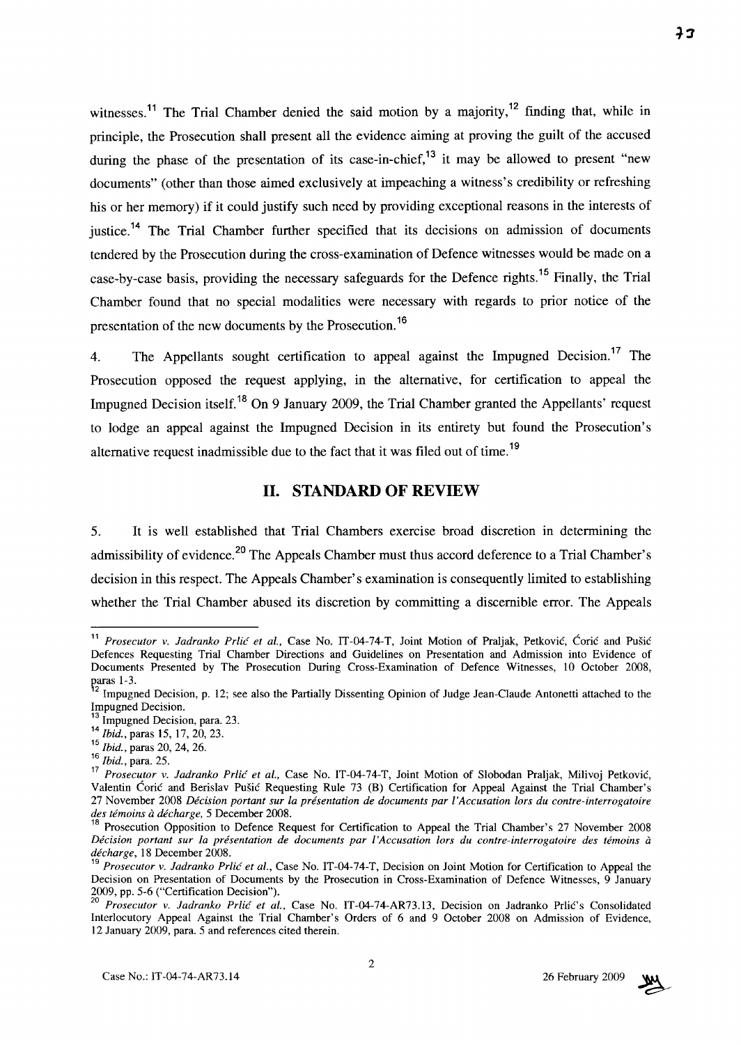witnesses.[11] The Trial Chamber denied the said motion by a majority,[12] finding that, while in principle, the Prosecution shall present all the evidence aiming at proving the guilt of the accused during the phase of the presentation of its case-in-chief,[13] it may be allowed to present "new documents" (other than those aimed exclusively at impeaching a witness's credibility or refreshing his or her memory) if it could justify such need by providing exceptional reasons in the interests of justice.[14] The Trial Chamber further specified that its decisions on admission of documents tendered by the Prosecution during the cross-examination of Defence witnesses would be made on a case-by-case basis, providing the necessary safeguards for the Defence rights.[15] Finally, the Trial Chamber found that no special modalities were necessary with regards to prior notice of the presentation of the new documents by the Prosecution.[16]

4. The Appellants sought certification to appeal against the Impugned Decision.[17] The Prosecution opposed the request applying, in the alternative, for certification to appeal the Impugned Decision itself.[18] On 9 January 2009, the Trial Chamber granted the Appellants' request to lodge an appeal against the Impugned Decision in its entirety but found the Prosecution's alternative request inadmissible due to the fact that it was filed out of time.[19]

## II. STANDARD OF REVIEW

5. It is well established that Trial Chambers exercise broad discretion in determining the admissibility of evidence.[20] The Appeals Chamber must thus accord deference to a Trial Chamber's decision in this respect. The Appeals Chamber's examination is consequently limited to establishing whether the Trial Chamber abused its discretion by committing a discernible error. The Appeals

---

[11] *Prosecutor v. Jadranko Prlić et al.*, Case No. IT-04-74-T, Joint Motion of Praljak, Petković, Ćorić and Pušić Defences Requesting Trial Chamber Directions and Guidelines on Presentation and Admission into Evidence of Documents Presented by The Prosecution During Cross-Examination of Defence Witnesses, 10 October 2008, paras 1-3.

[12] Impugned Decision, p. 12; see also the Partially Dissenting Opinion of Judge Jean-Claude Antonetti attached to the Impugned Decision.

[13] Impugned Decision, para. 23.

[14] *Ibid.*, paras 15, 17, 20, 23.

[15] *Ibid.*, paras 20, 24, 26.

[16] *Ibid.*, para. 25.

[17] *Prosecutor v. Jadranko Prlić et al.*, Case No. IT-04-74-T, Joint Motion of Slobodan Praljak, Milivoj Petković, Valentin Ćorić and Berislav Pušić Requesting Rule 73 (B) Certification for Appeal Against the Trial Chamber's 27 November 2008 *Décision portant sur la présentation de documents par l'Accusation lors du contre-interrogatoire des témoins à décharge*, 5 December 2008.

[18] Prosecution Opposition to Defence Request for Certification to Appeal the Trial Chamber's 27 November 2008 *Décision portant sur la présentation de documents par l'Accusation lors du contre-interrogatoire des témoins à décharge*, 18 December 2008.

[19] *Prosecutor v. Jadranko Prlić et al.*, Case No. IT-04-74-T, Decision on Joint Motion for Certification to Appeal the Decision on Presentation of Documents by the Prosecution in Cross-Examination of Defence Witnesses, 9 January 2009, pp. 5-6 ("Certification Decision").

[20] *Prosecutor v. Jadranko Prlić et al.*, Case No. IT-04-74-AR73.13, Decision on Jadranko Prlić's Consolidated Interlocutory Appeal Against the Trial Chamber's Orders of 6 and 9 October 2008 on Admission of Evidence, 12 January 2009, para. 5 and references cited therein.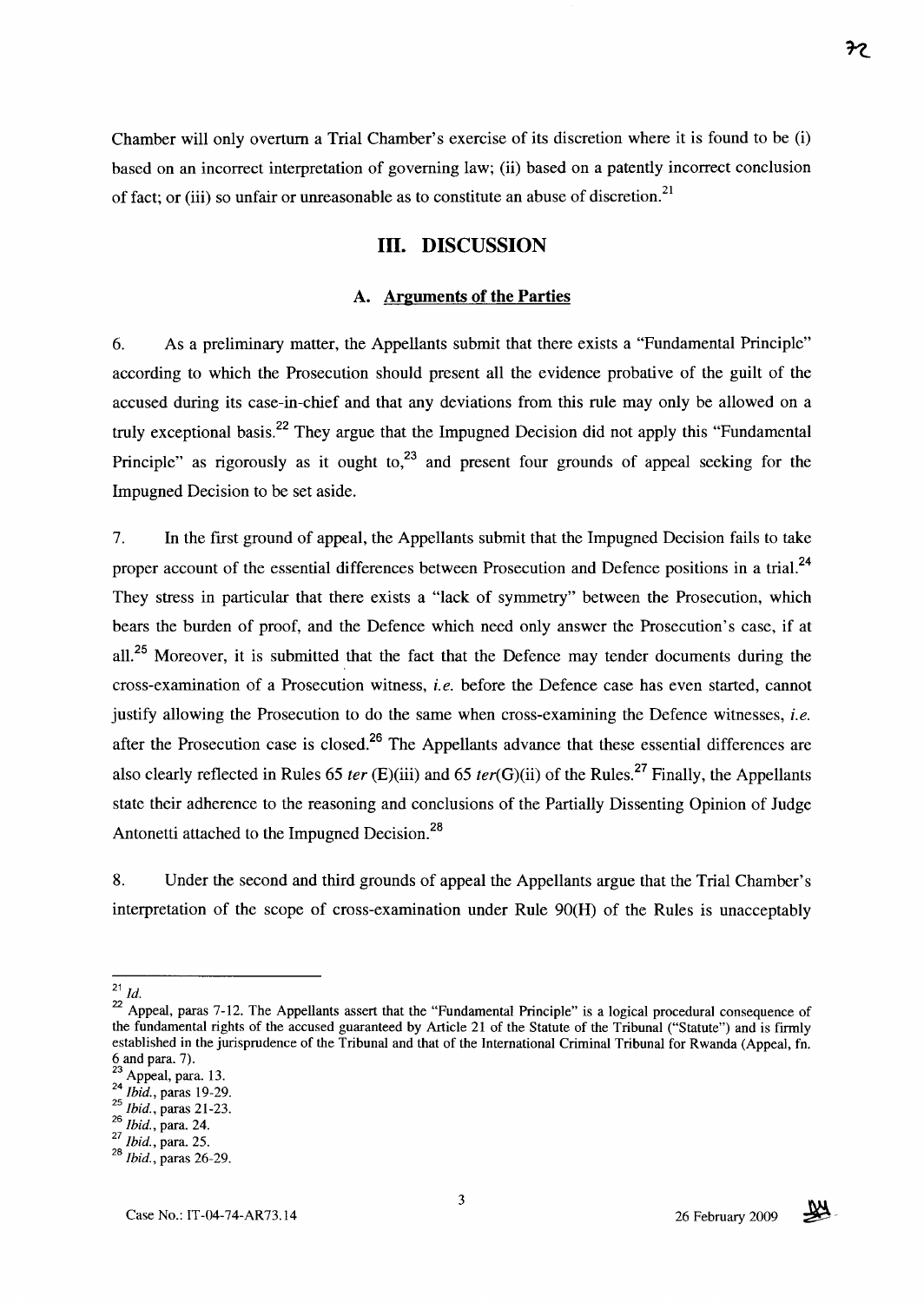Chamber will only overturn a Trial Chamber's exercise of its discretion where it is found to be (i) based on an incorrect interpretation of governing law; (ii) based on a patently incorrect conclusion of fact; or (iii) so unfair or unreasonable as to constitute an abuse of discretion.[21]

## III. DISCUSSION

### A. Arguments of the Parties

6. As a preliminary matter, the Appellants submit that there exists a "Fundamental Principle" according to which the Prosecution should present all the evidence probative of the guilt of the accused during its case-in-chief and that any deviations from this rule may only be allowed on a truly exceptional basis.[22] They argue that the Impugned Decision did not apply this "Fundamental Principle" as rigorously as it ought to,[23] and present four grounds of appeal seeking for the Impugned Decision to be set aside.

7. In the first ground of appeal, the Appellants submit that the Impugned Decision fails to take proper account of the essential differences between Prosecution and Defence positions in a trial.[24] They stress in particular that there exists a "lack of symmetry" between the Prosecution, which bears the burden of proof, and the Defence which need only answer the Prosecution's case, if at all.[25] Moreover, it is submitted that the fact that the Defence may tender documents during the cross-examination of a Prosecution witness, *i.e.* before the Defence case has even started, cannot justify allowing the Prosecution to do the same when cross-examining the Defence witnesses, *i.e.* after the Prosecution case is closed.[26] The Appellants advance that these essential differences are also clearly reflected in Rules 65 *ter* (E)(iii) and 65 *ter*(G)(ii) of the Rules.[27] Finally, the Appellants state their adherence to the reasoning and conclusions of the Partially Dissenting Opinion of Judge Antonetti attached to the Impugned Decision.[28]

8. Under the second and third grounds of appeal the Appellants argue that the Trial Chamber's interpretation of the scope of cross-examination under Rule 90(H) of the Rules is unacceptably

---

[21] *Id.*

[22] Appeal, paras 7-12. The Appellants assert that the "Fundamental Principle" is a logical procedural consequence of the fundamental rights of the accused guaranteed by Article 21 of the Statute of the Tribunal ("Statute") and is firmly established in the jurisprudence of the Tribunal and that of the International Criminal Tribunal for Rwanda (Appeal, fn. 6 and para. 7).

[23] Appeal, para. 13.

[24] *Ibid.*, paras 19-29.

[25] *Ibid.*, paras 21-23.

[26] *Ibid.*, para. 24.

[27] *Ibid.*, para. 25.

[28] *Ibid.*, paras 26-29.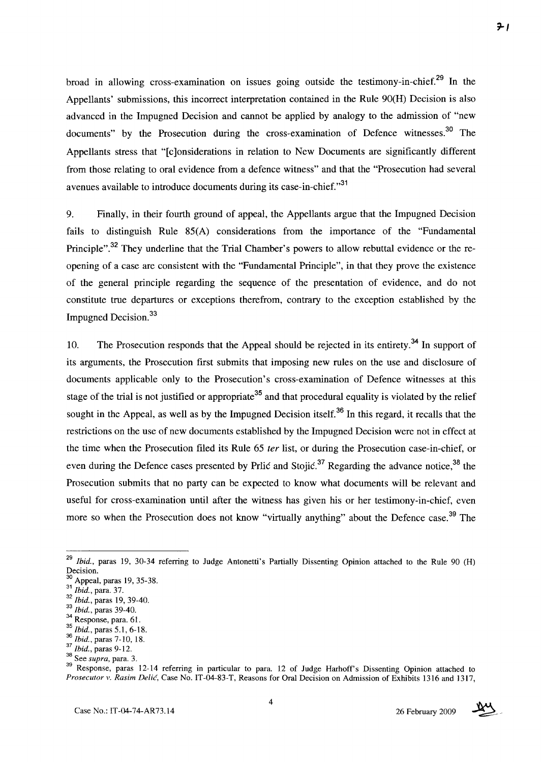broad in allowing cross-examination on issues going outside the testimony-in-chief.[29] In the Appellants' submissions, this incorrect interpretation contained in the Rule 90(H) Decision is also advanced in the Impugned Decision and cannot be applied by analogy to the admission of "new documents" by the Prosecution during the cross-examination of Defence witnesses.[30] The Appellants stress that "[c]onsiderations in relation to New Documents are significantly different from those relating to oral evidence from a defence witness" and that the "Prosecution had several avenues available to introduce documents during its case-in-chief."[31]

9. Finally, in their fourth ground of appeal, the Appellants argue that the Impugned Decision fails to distinguish Rule 85(A) considerations from the importance of the "Fundamental Principle".[32] They underline that the Trial Chamber's powers to allow rebuttal evidence or the re-opening of a case are consistent with the "Fundamental Principle", in that they prove the existence of the general principle regarding the sequence of the presentation of evidence, and do not constitute true departures or exceptions therefrom, contrary to the exception established by the Impugned Decision.[33]

10. The Prosecution responds that the Appeal should be rejected in its entirety.[34] In support of its arguments, the Prosecution first submits that imposing new rules on the use and disclosure of documents applicable only to the Prosecution's cross-examination of Defence witnesses at this stage of the trial is not justified or appropriate[35] and that procedural equality is violated by the relief sought in the Appeal, as well as by the Impugned Decision itself.[36] In this regard, it recalls that the restrictions on the use of new documents established by the Impugned Decision were not in effect at the time when the Prosecution filed its Rule 65 *ter* list, or during the Prosecution case-in-chief, or even during the Defence cases presented by Prlić and Stojić.[37] Regarding the advance notice,[38] the Prosecution submits that no party can be expected to know what documents will be relevant and useful for cross-examination until after the witness has given his or her testimony-in-chief, even more so when the Prosecution does not know "virtually anything" about the Defence case.[39] The

---

[29] *Ibid.*, paras 19, 30-34 referring to Judge Antonetti's Partially Dissenting Opinion attached to the Rule 90 (H) Decision.
[30] Appeal, paras 19, 35-38.
[31] *Ibid.*, para. 37.
[32] *Ibid.*, paras 19, 39-40.
[33] *Ibid.*, paras 39-40.
[34] Response, para. 61.
[35] *Ibid.*, paras 5.1, 6-18.
[36] *Ibid.*, paras 7-10, 18.
[37] *Ibid.*, paras 9-12.
[38] See *supra*, para. 3.
[39] Response, paras 12-14 referring in particular to para. 12 of Judge Harhoff's Dissenting Opinion attached to *Prosecutor v. Rasim Delić*, Case No. IT-04-83-T, Reasons for Oral Decision on Admission of Exhibits 1316 and 1317,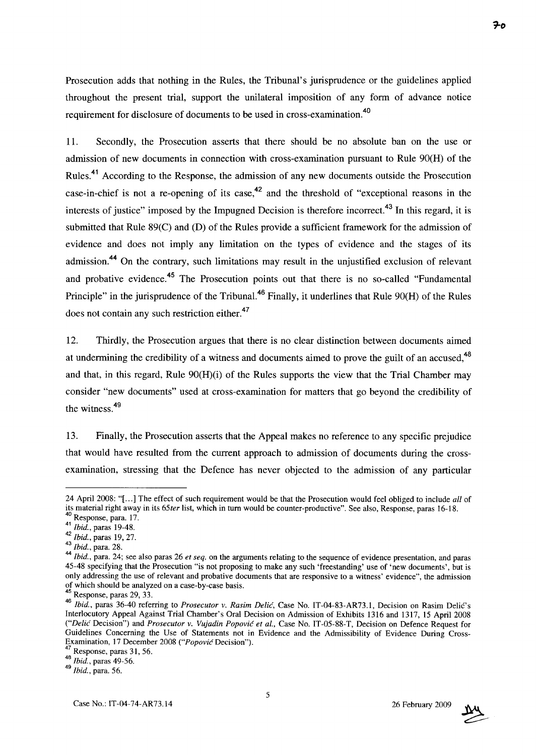Prosecution adds that nothing in the Rules, the Tribunal's jurisprudence or the guidelines applied throughout the present trial, support the unilateral imposition of any form of advance notice requirement for disclosure of documents to be used in cross-examination.[40]

11. Secondly, the Prosecution asserts that there should be no absolute ban on the use or admission of new documents in connection with cross-examination pursuant to Rule 90(H) of the Rules.[41] According to the Response, the admission of any new documents outside the Prosecution case-in-chief is not a re-opening of its case,[42] and the threshold of "exceptional reasons in the interests of justice" imposed by the Impugned Decision is therefore incorrect.[43] In this regard, it is submitted that Rule 89(C) and (D) of the Rules provide a sufficient framework for the admission of evidence and does not imply any limitation on the types of evidence and the stages of its admission.[44] On the contrary, such limitations may result in the unjustified exclusion of relevant and probative evidence.[45] The Prosecution points out that there is no so-called "Fundamental Principle" in the jurisprudence of the Tribunal.[46] Finally, it underlines that Rule 90(H) of the Rules does not contain any such restriction either.[47]

12. Thirdly, the Prosecution argues that there is no clear distinction between documents aimed at undermining the credibility of a witness and documents aimed to prove the guilt of an accused,[48] and that, in this regard, Rule 90(H)(i) of the Rules supports the view that the Trial Chamber may consider "new documents" used at cross-examination for matters that go beyond the credibility of the witness.[49]

13. Finally, the Prosecution asserts that the Appeal makes no reference to any specific prejudice that would have resulted from the current approach to admission of documents during the cross-examination, stressing that the Defence has never objected to the admission of any particular

---

24 April 2008: "[...] The effect of such requirement would be that the Prosecution would feel obliged to include *all* of its material right away in its *65ter* list, which in turn would be counter-productive". See also, Response, paras 16-18.

[40] Response, para. 17.

[41] *Ibid.*, paras 19-48.

[42] *Ibid.*, paras 19, 27.

[43] *Ibid.*, para. 28.

[44] *Ibid.*, para. 24; see also paras 26 *et seq.* on the arguments relating to the sequence of evidence presentation, and paras 45-48 specifying that the Prosecution "is not proposing to make any such 'freestanding' use of 'new documents', but is only addressing the use of relevant and probative documents that are responsive to a witness' evidence", the admission of which should be analyzed on a case-by-case basis.

[45] Response, paras 29, 33.

[46] *Ibid.*, paras 36-40 referring to *Prosecutor v. Rasim Delić*, Case No. IT-04-83-AR73.1, Decision on Rasim Delić's Interlocutory Appeal Against Trial Chamber's Oral Decision on Admission of Exhibits 1316 and 1317, 15 April 2008 ("*Delić* Decision") and *Prosecutor v. Vujadin Popović et al.*, Case No. IT-05-88-T, Decision on Defence Request for Guidelines Concerning the Use of Statements not in Evidence and the Admissibility of Evidence During Cross-Examination, 17 December 2008 ("*Popović* Decision").

[47] Response, paras 31, 56.

[48] *Ibid.*, paras 49-56.

[49] *Ibid.*, para. 56.

Case No.: IT-04-74-AR73.14 — 26 February 2009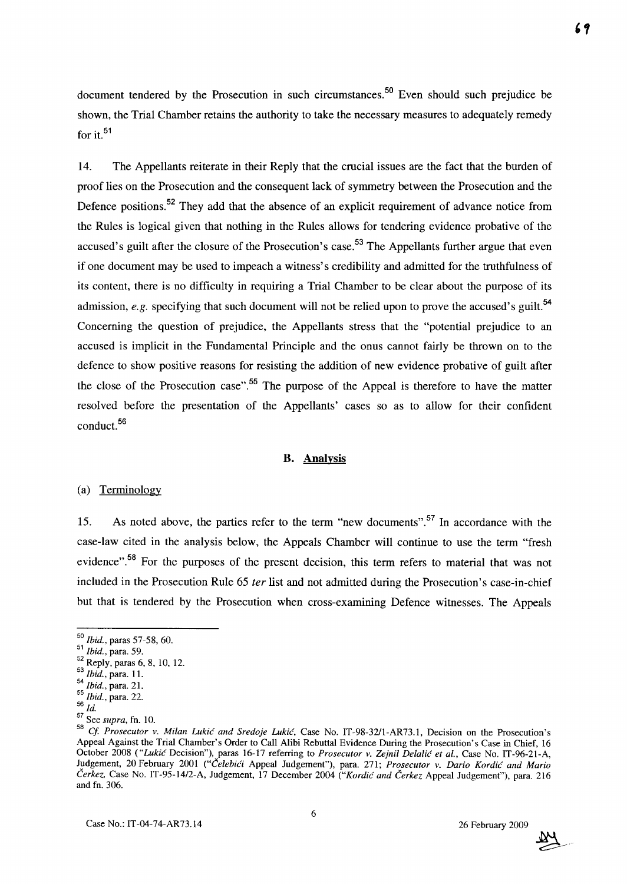document tendered by the Prosecution in such circumstances.[50] Even should such prejudice be shown, the Trial Chamber retains the authority to take the necessary measures to adequately remedy for it.[51]

14. The Appellants reiterate in their Reply that the crucial issues are the fact that the burden of proof lies on the Prosecution and the consequent lack of symmetry between the Prosecution and the Defence positions.[52] They add that the absence of an explicit requirement of advance notice from the Rules is logical given that nothing in the Rules allows for tendering evidence probative of the accused's guilt after the closure of the Prosecution's case.[53] The Appellants further argue that even if one document may be used to impeach a witness's credibility and admitted for the truthfulness of its content, there is no difficulty in requiring a Trial Chamber to be clear about the purpose of its admission, *e.g.* specifying that such document will not be relied upon to prove the accused's guilt.[54] Concerning the question of prejudice, the Appellants stress that the "potential prejudice to an accused is implicit in the Fundamental Principle and the onus cannot fairly be thrown on to the defence to show positive reasons for resisting the addition of new evidence probative of guilt after the close of the Prosecution case".[55] The purpose of the Appeal is therefore to have the matter resolved before the presentation of the Appellants' cases so as to allow for their confident conduct.[56]

## B. Analysis

### (a) Terminology

15. As noted above, the parties refer to the term "new documents".[57] In accordance with the case-law cited in the analysis below, the Appeals Chamber will continue to use the term "fresh evidence".[58] For the purposes of the present decision, this term refers to material that was not included in the Prosecution Rule 65 *ter* list and not admitted during the Prosecution's case-in-chief but that is tendered by the Prosecution when cross-examining Defence witnesses. The Appeals

---

[50] *Ibid.*, paras 57-58, 60.

[51] *Ibid.*, para. 59.

[52] Reply, paras 6, 8, 10, 12.

[53] *Ibid.*, para. 11.

[54] *Ibid.*, para. 21.

[55] *Ibid.*, para. 22.

[56] *Id.*

[57] See *supra*, fn. 10.

[58] *Cf. Prosecutor v. Milan Lukić and Sredoje Lukić*, Case No. IT-98-32/1-AR73.1, Decision on the Prosecution's Appeal Against the Trial Chamber's Order to Call Alibi Rebuttal Evidence During the Prosecution's Case in Chief, 16 October 2008 ("*Lukić* Decision"), paras 16-17 referring to *Prosecutor v. Zejnil Delalić et al.*, Case No. IT-96-21-A, Judgement, 20 February 2001 ("*Čelebići* Appeal Judgement"), para. 271; *Prosecutor v. Dario Kordić and Mario Čerkez*, Case No. IT-95-14/2-A, Judgement, 17 December 2004 ("*Kordić and Čerkez* Appeal Judgement"), para. 216 and fn. 306.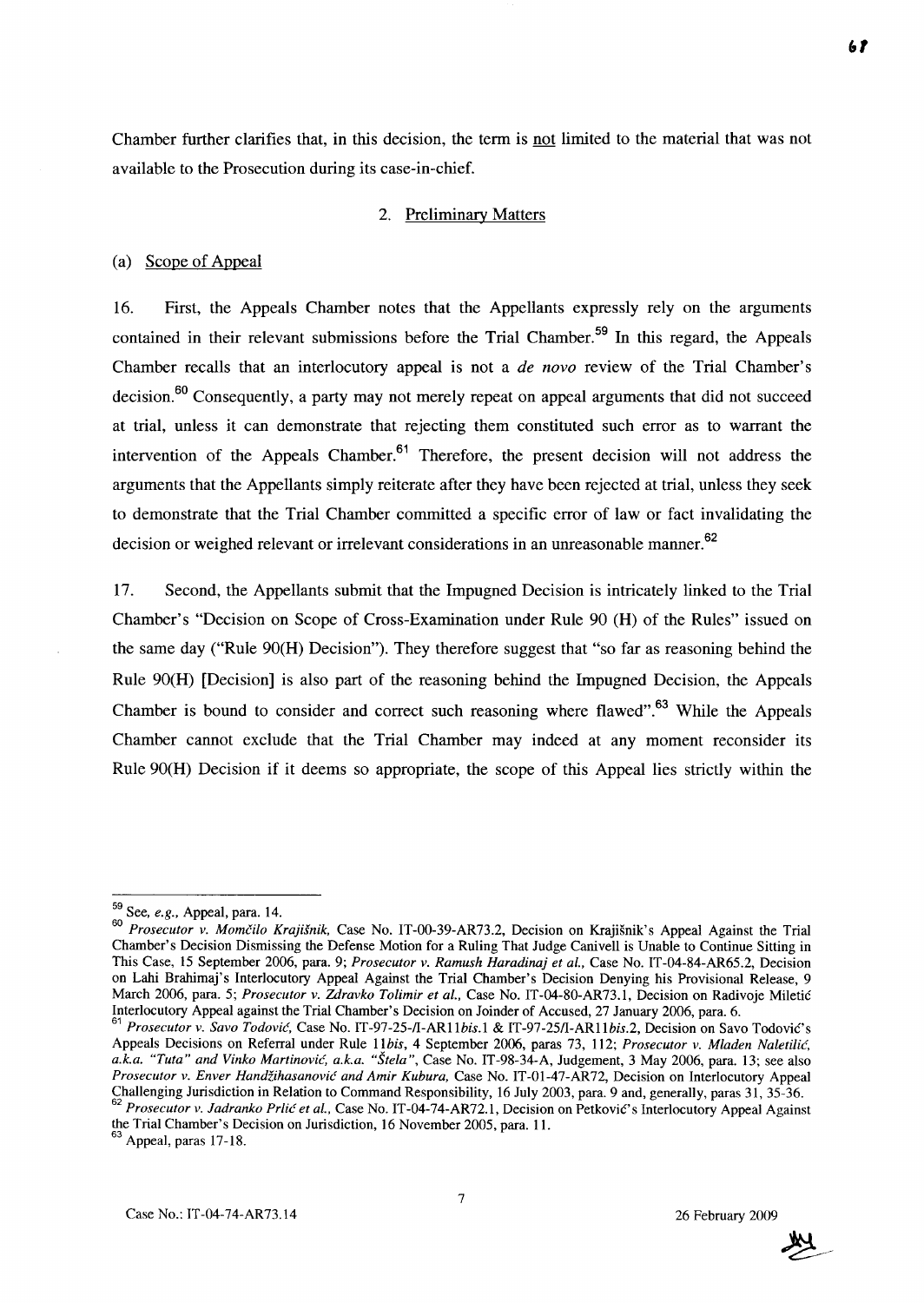Chamber further clarifies that, in this decision, the term is not limited to the material that was not available to the Prosecution during its case-in-chief.

### 2. Preliminary Matters

#### (a) Scope of Appeal

16. First, the Appeals Chamber notes that the Appellants expressly rely on the arguments contained in their relevant submissions before the Trial Chamber.[59] In this regard, the Appeals Chamber recalls that an interlocutory appeal is not a *de novo* review of the Trial Chamber's decision.[60] Consequently, a party may not merely repeat on appeal arguments that did not succeed at trial, unless it can demonstrate that rejecting them constituted such error as to warrant the intervention of the Appeals Chamber.[61] Therefore, the present decision will not address the arguments that the Appellants simply reiterate after they have been rejected at trial, unless they seek to demonstrate that the Trial Chamber committed a specific error of law or fact invalidating the decision or weighed relevant or irrelevant considerations in an unreasonable manner.[62]

17. Second, the Appellants submit that the Impugned Decision is intricately linked to the Trial Chamber's "Decision on Scope of Cross-Examination under Rule 90 (H) of the Rules" issued on the same day ("Rule 90(H) Decision"). They therefore suggest that "so far as reasoning behind the Rule 90(H) [Decision] is also part of the reasoning behind the Impugned Decision, the Appeals Chamber is bound to consider and correct such reasoning where flawed".[63] While the Appeals Chamber cannot exclude that the Trial Chamber may indeed at any moment reconsider its Rule 90(H) Decision if it deems so appropriate, the scope of this Appeal lies strictly within the

---

[59] See, *e.g.*, Appeal, para. 14.

[60] *Prosecutor v. Momčilo Krajišnik*, Case No. IT-00-39-AR73.2, Decision on Krajišnik's Appeal Against the Trial Chamber's Decision Dismissing the Defense Motion for a Ruling That Judge Canivell is Unable to Continue Sitting in This Case, 15 September 2006, para. 9; *Prosecutor v. Ramush Haradinaj et al.*, Case No. IT-04-84-AR65.2, Decision on Lahi Brahimaj's Interlocutory Appeal Against the Trial Chamber's Decision Denying his Provisional Release, 9 March 2006, para. 5; *Prosecutor v. Zdravko Tolimir et al.*, Case No. IT-04-80-AR73.1, Decision on Radivoje Miletić Interlocutory Appeal against the Trial Chamber's Decision on Joinder of Accused, 27 January 2006, para. 6.

[61] *Prosecutor v. Savo Todović*, Case No. IT-97-25-/l-AR11*bis*.1 & IT-97-25/l-AR11*bis*.2, Decision on Savo Todović's Appeals Decisions on Referral under Rule 11*bis*, 4 September 2006, paras 73, 112; *Prosecutor v. Mladen Naletilić, a.k.a. "Tuta" and Vinko Martinović, a.k.a. "Štela"*, Case No. IT-98-34-A, Judgement, 3 May 2006, para. 13; see also *Prosecutor v. Enver Handžihasanović and Amir Kubura*, Case No. IT-01-47-AR72, Decision on Interlocutory Appeal Challenging Jurisdiction in Relation to Command Responsibility, 16 July 2003, para. 9 and, generally, paras 31, 35-36.

[62] *Prosecutor v. Jadranko Prlić et al.*, Case No. IT-04-74-AR72.1, Decision on Petković's Interlocutory Appeal Against the Trial Chamber's Decision on Jurisdiction, 16 November 2005, para. 11.

[63] Appeal, paras 17-18.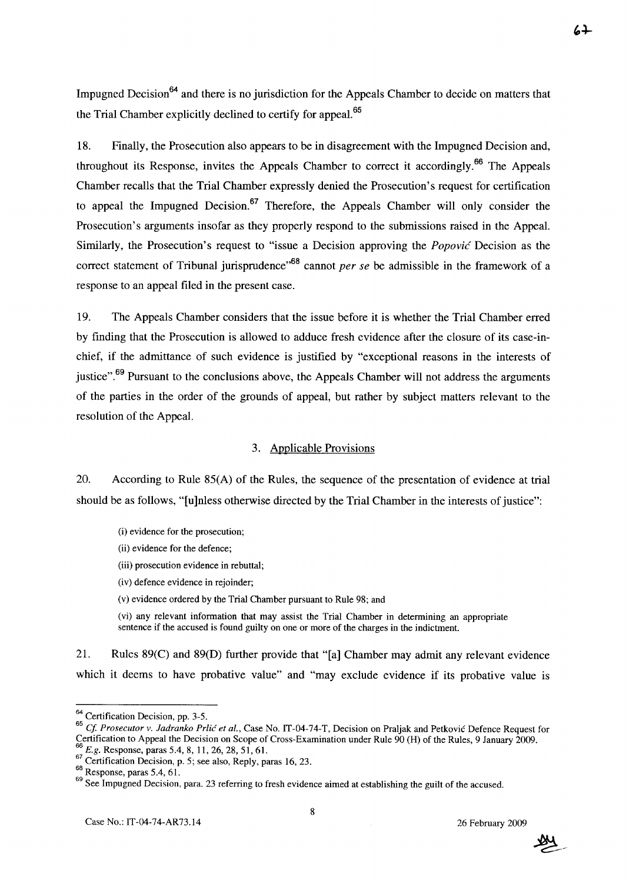Impugned Decision[64] and there is no jurisdiction for the Appeals Chamber to decide on matters that the Trial Chamber explicitly declined to certify for appeal.[65]

18. Finally, the Prosecution also appears to be in disagreement with the Impugned Decision and, throughout its Response, invites the Appeals Chamber to correct it accordingly.[66] The Appeals Chamber recalls that the Trial Chamber expressly denied the Prosecution's request for certification to appeal the Impugned Decision.[67] Therefore, the Appeals Chamber will only consider the Prosecution's arguments insofar as they properly respond to the submissions raised in the Appeal. Similarly, the Prosecution's request to "issue a Decision approving the *Popović* Decision as the correct statement of Tribunal jurisprudence"[68] cannot *per se* be admissible in the framework of a response to an appeal filed in the present case.

19. The Appeals Chamber considers that the issue before it is whether the Trial Chamber erred by finding that the Prosecution is allowed to adduce fresh evidence after the closure of its case-in-chief, if the admittance of such evidence is justified by "exceptional reasons in the interests of justice".[69] Pursuant to the conclusions above, the Appeals Chamber will not address the arguments of the parties in the order of the grounds of appeal, but rather by subject matters relevant to the resolution of the Appeal.

### 3. Applicable Provisions

20. According to Rule 85(A) of the Rules, the sequence of the presentation of evidence at trial should be as follows, "[u]nless otherwise directed by the Trial Chamber in the interests of justice":

> (i) evidence for the prosecution;
>
> (ii) evidence for the defence;
>
> (iii) prosecution evidence in rebuttal;
>
> (iv) defence evidence in rejoinder;
>
> (v) evidence ordered by the Trial Chamber pursuant to Rule 98; and
>
> (vi) any relevant information that may assist the Trial Chamber in determining an appropriate sentence if the accused is found guilty on one or more of the charges in the indictment.

21. Rules 89(C) and 89(D) further provide that "[a] Chamber may admit any relevant evidence which it deems to have probative value" and "may exclude evidence if its probative value is

---

[64] Certification Decision, pp. 3-5.

[65] *Cf. Prosecutor v. Jadranko Prlić et al.*, Case No. IT-04-74-T, Decision on Praljak and Petković Defence Request for Certification to Appeal the Decision on Scope of Cross-Examination under Rule 90 (H) of the Rules, 9 January 2009.

[66] *E.g.* Response, paras 5.4, 8, 11, 26, 28, 51, 61.

[67] Certification Decision, p. 5; see also, Reply, paras 16, 23.

[68] Response, paras 5.4, 61.

[69] See Impugned Decision, para. 23 referring to fresh evidence aimed at establishing the guilt of the accused.

Case No.: IT-04-74-AR73.14 26 February 2009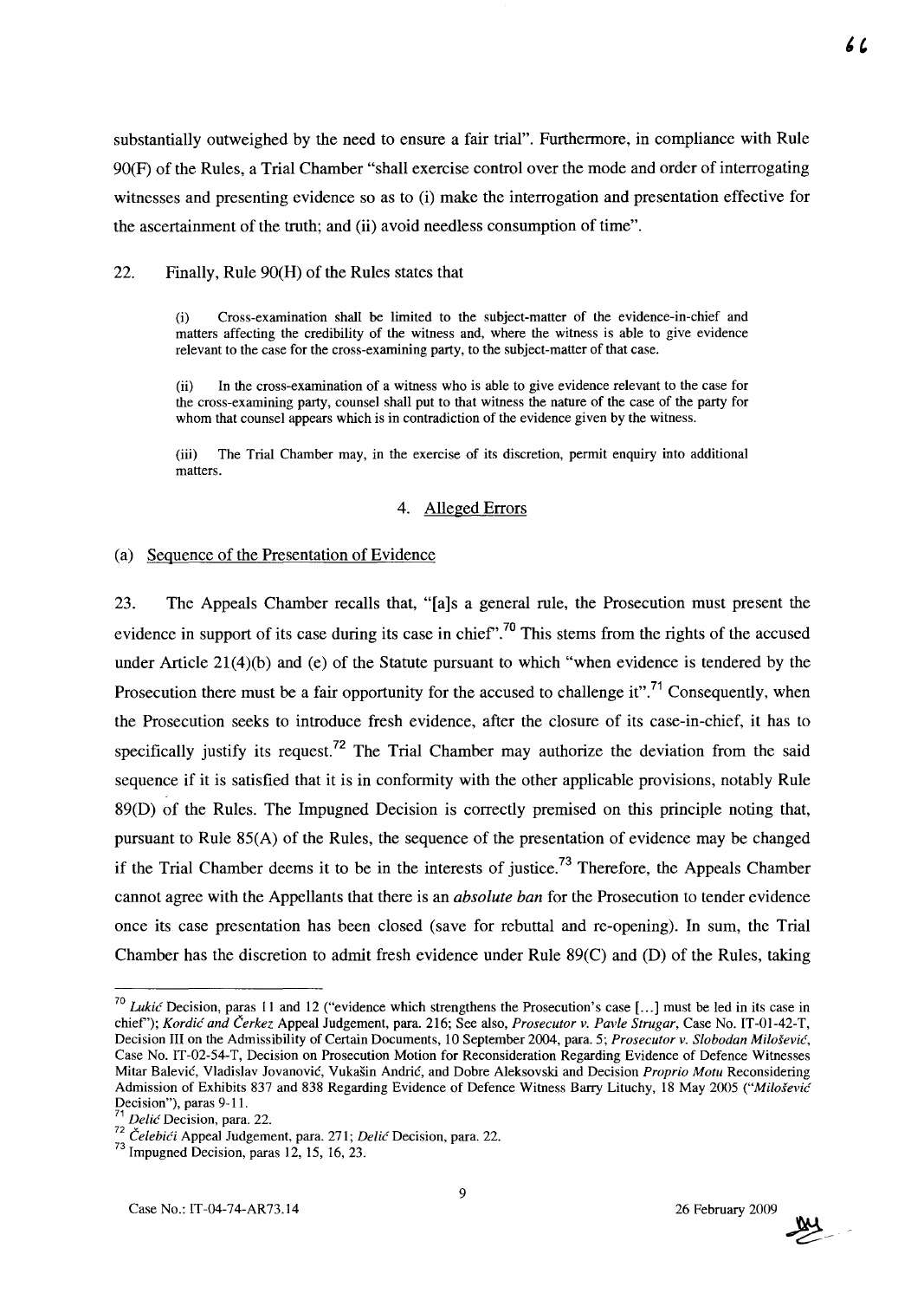substantially outweighed by the need to ensure a fair trial". Furthermore, in compliance with Rule 90(F) of the Rules, a Trial Chamber "shall exercise control over the mode and order of interrogating witnesses and presenting evidence so as to (i) make the interrogation and presentation effective for the ascertainment of the truth; and (ii) avoid needless consumption of time".

22. Finally, Rule 90(H) of the Rules states that

> (i) Cross-examination shall be limited to the subject-matter of the evidence-in-chief and matters affecting the credibility of the witness and, where the witness is able to give evidence relevant to the case for the cross-examining party, to the subject-matter of that case.
>
> (ii) In the cross-examination of a witness who is able to give evidence relevant to the case for the cross-examining party, counsel shall put to that witness the nature of the case of the party for whom that counsel appears which is in contradiction of the evidence given by the witness.
>
> (iii) The Trial Chamber may, in the exercise of its discretion, permit enquiry into additional matters.

## 4. Alleged Errors

### (a) Sequence of the Presentation of Evidence

23. The Appeals Chamber recalls that, "[a]s a general rule, the Prosecution must present the evidence in support of its case during its case in chief".[70] This stems from the rights of the accused under Article 21(4)(b) and (e) of the Statute pursuant to which "when evidence is tendered by the Prosecution there must be a fair opportunity for the accused to challenge it".[71] Consequently, when the Prosecution seeks to introduce fresh evidence, after the closure of its case-in-chief, it has to specifically justify its request.[72] The Trial Chamber may authorize the deviation from the said sequence if it is satisfied that it is in conformity with the other applicable provisions, notably Rule 89(D) of the Rules. The Impugned Decision is correctly premised on this principle noting that, pursuant to Rule 85(A) of the Rules, the sequence of the presentation of evidence may be changed if the Trial Chamber deems it to be in the interests of justice.[73] Therefore, the Appeals Chamber cannot agree with the Appellants that there is an *absolute ban* for the Prosecution to tender evidence once its case presentation has been closed (save for rebuttal and re-opening). In sum, the Trial Chamber has the discretion to admit fresh evidence under Rule 89(C) and (D) of the Rules, taking

---

[70] *Lukić* Decision, paras 11 and 12 ("evidence which strengthens the Prosecution's case [...] must be led in its case in chief"); *Kordić and Čerkez* Appeal Judgement, para. 216; See also, *Prosecutor v. Pavle Strugar*, Case No. IT-01-42-T, Decision III on the Admissibility of Certain Documents, 10 September 2004, para. 5; *Prosecutor v. Slobodan Milošević*, Case No. IT-02-54-T, Decision on Prosecution Motion for Reconsideration Regarding Evidence of Defence Witnesses Mitar Balević, Vladislav Jovanović, Vukašin Andrić, and Dobre Aleksovski and Decision *Proprio Motu* Reconsidering Admission of Exhibits 837 and 838 Regarding Evidence of Defence Witness Barry Lituchy, 18 May 2005 ("*Milošević* Decision"), paras 9-11.

[71] *Delić* Decision, para. 22.

[72] *Čelebići* Appeal Judgement, para. 271; *Delić* Decision, para. 22.

[73] Impugned Decision, paras 12, 15, 16, 23.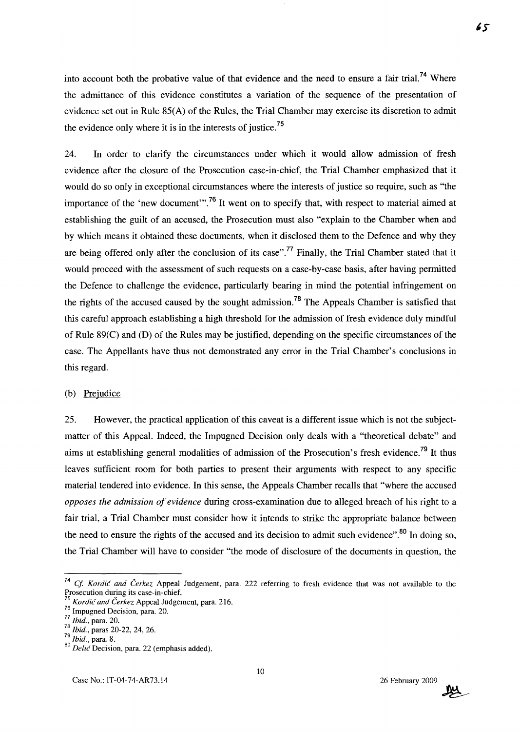into account both the probative value of that evidence and the need to ensure a fair trial.[74] Where the admittance of this evidence constitutes a variation of the sequence of the presentation of evidence set out in Rule 85(A) of the Rules, the Trial Chamber may exercise its discretion to admit the evidence only where it is in the interests of justice.[75]

24. In order to clarify the circumstances under which it would allow admission of fresh evidence after the closure of the Prosecution case-in-chief, the Trial Chamber emphasized that it would do so only in exceptional circumstances where the interests of justice so require, such as "the importance of the 'new document'".[76] It went on to specify that, with respect to material aimed at establishing the guilt of an accused, the Prosecution must also "explain to the Chamber when and by which means it obtained these documents, when it disclosed them to the Defence and why they are being offered only after the conclusion of its case".[77] Finally, the Trial Chamber stated that it would proceed with the assessment of such requests on a case-by-case basis, after having permitted the Defence to challenge the evidence, particularly bearing in mind the potential infringement on the rights of the accused caused by the sought admission.[78] The Appeals Chamber is satisfied that this careful approach establishing a high threshold for the admission of fresh evidence duly mindful of Rule 89(C) and (D) of the Rules may be justified, depending on the specific circumstances of the case. The Appellants have thus not demonstrated any error in the Trial Chamber's conclusions in this regard.

(b) <u>Prejudice</u>

25. However, the practical application of this caveat is a different issue which is not the subject-matter of this Appeal. Indeed, the Impugned Decision only deals with a "theoretical debate" and aims at establishing general modalities of admission of the Prosecution's fresh evidence.[79] It thus leaves sufficient room for both parties to present their arguments with respect to any specific material tendered into evidence. In this sense, the Appeals Chamber recalls that "where the accused *opposes the admission of evidence* during cross-examination due to alleged breach of his right to a fair trial, a Trial Chamber must consider how it intends to strike the appropriate balance between the need to ensure the rights of the accused and its decision to admit such evidence".[80] In doing so, the Trial Chamber will have to consider "the mode of disclosure of the documents in question, the

---

[74] *Cf. Kordić and Čerkez* Appeal Judgement, para. 222 referring to fresh evidence that was not available to the Prosecution during its case-in-chief.

[75] *Kordić and Čerkez* Appeal Judgement, para. 216.

[76] Impugned Decision, para. 20.

[77] *Ibid.*, para. 20.

[78] *Ibid.*, paras 20-22, 24, 26.

[79] *Ibid.*, para. 8.

[80] *Delić* Decision, para. 22 (emphasis added).

Case No.: IT-04-74-AR73.14 26 February 2009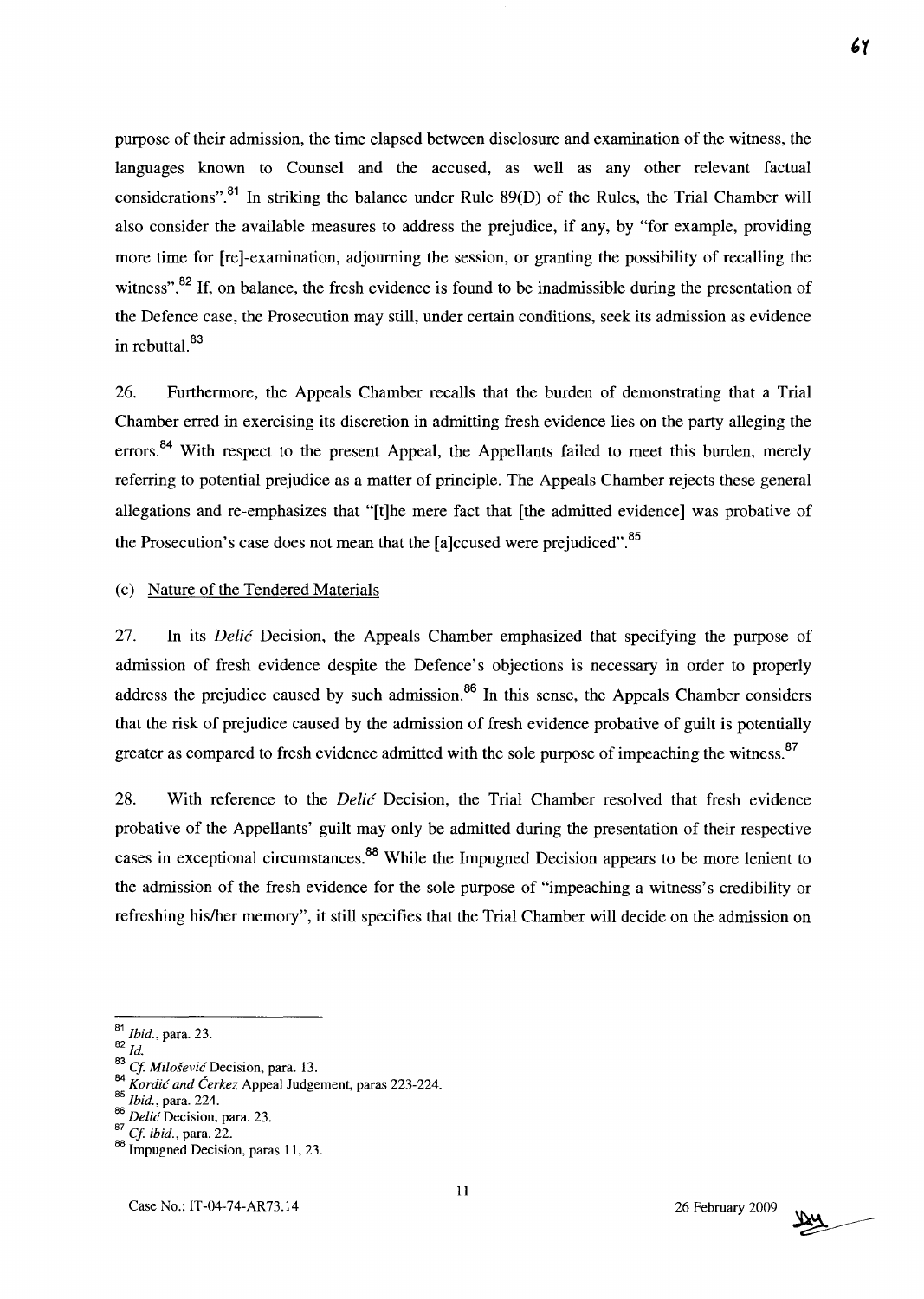purpose of their admission, the time elapsed between disclosure and examination of the witness, the languages known to Counsel and the accused, as well as any other relevant factual considerations".[81] In striking the balance under Rule 89(D) of the Rules, the Trial Chamber will also consider the available measures to address the prejudice, if any, by "for example, providing more time for [re]-examination, adjourning the session, or granting the possibility of recalling the witness".[82] If, on balance, the fresh evidence is found to be inadmissible during the presentation of the Defence case, the Prosecution may still, under certain conditions, seek its admission as evidence in rebuttal.[83]

26. Furthermore, the Appeals Chamber recalls that the burden of demonstrating that a Trial Chamber erred in exercising its discretion in admitting fresh evidence lies on the party alleging the errors.[84] With respect to the present Appeal, the Appellants failed to meet this burden, merely referring to potential prejudice as a matter of principle. The Appeals Chamber rejects these general allegations and re-emphasizes that "[t]he mere fact that [the admitted evidence] was probative of the Prosecution's case does not mean that the [a]ccused were prejudiced".[85]

(c) Nature of the Tendered Materials

27. In its *Delić* Decision, the Appeals Chamber emphasized that specifying the purpose of admission of fresh evidence despite the Defence's objections is necessary in order to properly address the prejudice caused by such admission.[86] In this sense, the Appeals Chamber considers that the risk of prejudice caused by the admission of fresh evidence probative of guilt is potentially greater as compared to fresh evidence admitted with the sole purpose of impeaching the witness.[87]

28. With reference to the *Delić* Decision, the Trial Chamber resolved that fresh evidence probative of the Appellants' guilt may only be admitted during the presentation of their respective cases in exceptional circumstances.[88] While the Impugned Decision appears to be more lenient to the admission of the fresh evidence for the sole purpose of "impeaching a witness's credibility or refreshing his/her memory", it still specifies that the Trial Chamber will decide on the admission on

---

[81] *Ibid.*, para. 23.
[82] *Id.*
[83] *Cf. Milošević* Decision, para. 13.
[84] *Kordić and Čerkez* Appeal Judgement, paras 223-224.
[85] *Ibid.*, para. 224.
[86] *Delić* Decision, para. 23.
[87] *Cf. ibid.*, para. 22.
[88] Impugned Decision, paras 11, 23.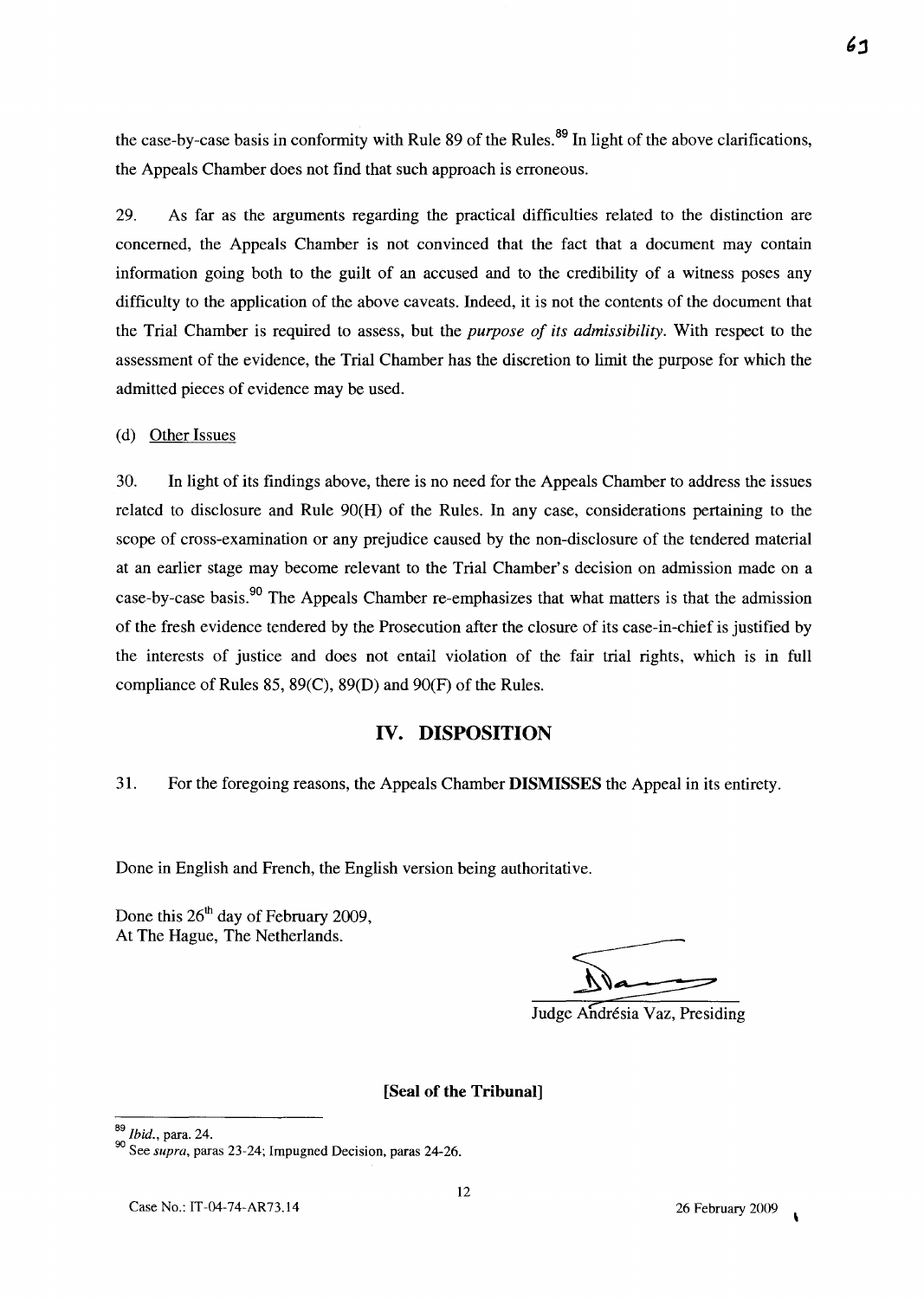the case-by-case basis in conformity with Rule 89 of the Rules.[89] In light of the above clarifications, the Appeals Chamber does not find that such approach is erroneous.

29. As far as the arguments regarding the practical difficulties related to the distinction are concerned, the Appeals Chamber is not convinced that the fact that a document may contain information going both to the guilt of an accused and to the credibility of a witness poses any difficulty to the application of the above caveats. Indeed, it is not the contents of the document that the Trial Chamber is required to assess, but the *purpose of its admissibility*. With respect to the assessment of the evidence, the Trial Chamber has the discretion to limit the purpose for which the admitted pieces of evidence may be used.

(d) Other Issues

30. In light of its findings above, there is no need for the Appeals Chamber to address the issues related to disclosure and Rule 90(H) of the Rules. In any case, considerations pertaining to the scope of cross-examination or any prejudice caused by the non-disclosure of the tendered material at an earlier stage may become relevant to the Trial Chamber's decision on admission made on a case-by-case basis.[90] The Appeals Chamber re-emphasizes that what matters is that the admission of the fresh evidence tendered by the Prosecution after the closure of its case-in-chief is justified by the interests of justice and does not entail violation of the fair trial rights, which is in full compliance of Rules 85, 89(C), 89(D) and 90(F) of the Rules.

## IV. DISPOSITION

31. For the foregoing reasons, the Appeals Chamber **DISMISSES** the Appeal in its entirety.

Done in English and French, the English version being authoritative.

Done this 26th day of February 2009,
At The Hague, The Netherlands.

Judge Andrésia Vaz, Presiding

**[Seal of the Tribunal]**

---

[89] *Ibid.*, para. 24.

[90] See *supra*, paras 23-24; Impugned Decision, paras 24-26.